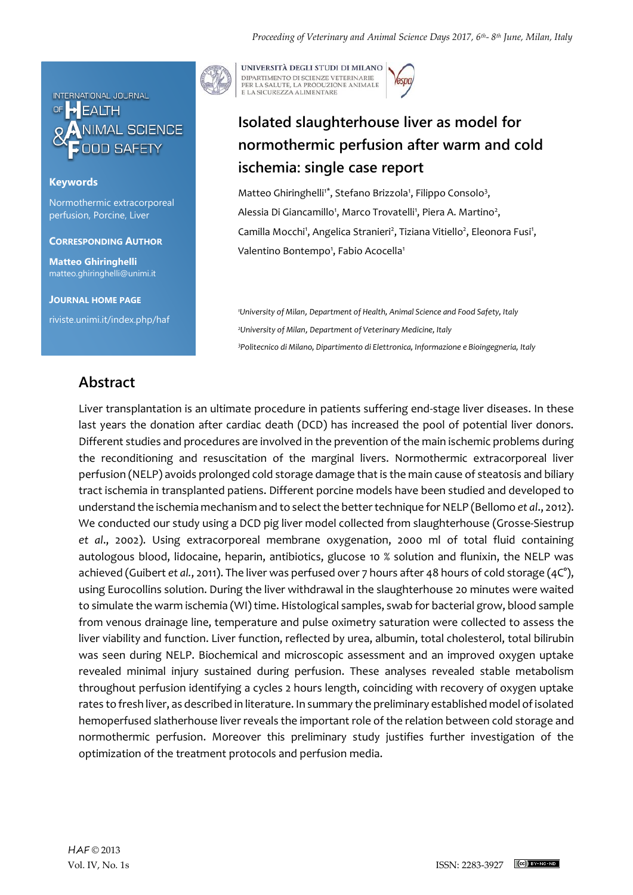# Isolated slaughterhouse liver as model for normothermic perfusion after warm and cold ischemia: single case report

Matteo Ghiringhelli[1*], Stefano Brizzola[1], Filippo Consolo[3], Alessia Di Giancamillo[1], Marco Trovatelli[1], Piera A. Martino[2], Camilla Mocchi[1], Angelica Stranieri[2], Tiziana Vitiello[2], Eleonora Fusi[1], Valentino Bontempo[1], Fabio Acocella[1]

[1]University of Milan, Department of Health, Animal Science and Food Safety, Italy

[2]University of Milan, Department of Veterinary Medicine, Italy

[3]Politecnico di Milano, Dipartimento di Elettronica, Informazione e Bioingegneria, Italy

**Keywords**

Normothermic extracorporeal perfusion, Porcine, Liver

**Corresponding Author**

**Matteo Ghiringhelli**
matteo.ghiringhelli@unimi.it

**Journal Home Page**

riviste.unimi.it/index.php/haf

## Abstract

Liver transplantation is an ultimate procedure in patients suffering end-stage liver diseases. In these last years the donation after cardiac death (DCD) has increased the pool of potential liver donors. Different studies and procedures are involved in the prevention of the main ischemic problems during the reconditioning and resuscitation of the marginal livers. Normothermic extracorporeal liver perfusion (NELP) avoids prolonged cold storage damage that is the main cause of steatosis and biliary tract ischemia in transplanted patiens. Different porcine models have been studied and developed to understand the ischemia mechanism and to select the better technique for NELP (Bellomo *et al*., 2012). We conducted our study using a DCD pig liver model collected from slaughterhouse (Grosse-Siestrup *et al*., 2002). Using extracorporeal membrane oxygenation, 2000 ml of total fluid containing autologous blood, lidocaine, heparin, antibiotics, glucose 10 % solution and flunixin, the NELP was achieved (Guibert *et al*., 2011). The liver was perfused over 7 hours after 48 hours of cold storage (4C°), using Eurocollins solution. During the liver withdrawal in the slaughterhouse 20 minutes were waited to simulate the warm ischemia (WI) time. Histological samples, swab for bacterial grow, blood sample from venous drainage line, temperature and pulse oximetry saturation were collected to assess the liver viability and function. Liver function, reflected by urea, albumin, total cholesterol, total bilirubin was seen during NELP. Biochemical and microscopic assessment and an improved oxygen uptake revealed minimal injury sustained during perfusion. These analyses revealed stable metabolism throughout perfusion identifying a cycles 2 hours length, coinciding with recovery of oxygen uptake rates to fresh liver, as described in literature. In summary the preliminary established model of isolated hemoperfused slatherhouse liver reveals the important role of the relation between cold storage and normothermic perfusion. Moreover this preliminary study justifies further investigation of the optimization of the treatment protocols and perfusion media.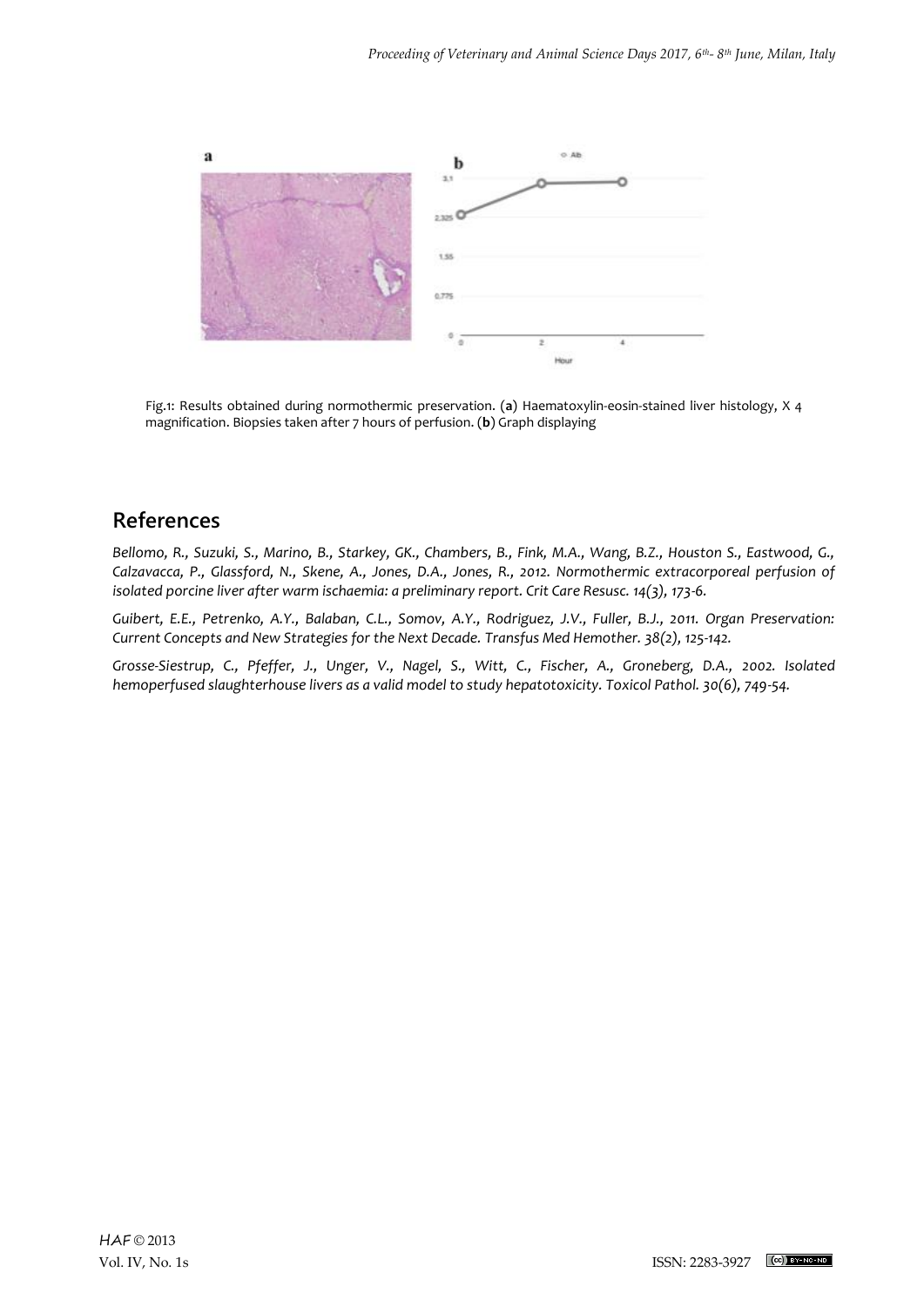a

b

○ Alb

3,1

2,325

1,55

0,775

0

0 2 4

Hour

Fig.1: Results obtained during normothermic preservation. (**a**) Haematoxylin-eosin-stained liver histology, X 4 magnification. Biopsies taken after 7 hours of perfusion. (**b**) Graph displaying

## References

*Bellomo, R., Suzuki, S., Marino, B., Starkey, GK., Chambers, B., Fink, M.A., Wang, B.Z., Houston S., Eastwood, G., Calzavacca, P., Glassford, N., Skene, A., Jones, D.A., Jones, R., 2012. Normothermic extracorporeal perfusion of isolated porcine liver after warm ischaemia: a preliminary report. Crit Care Resusc. 14(3), 173-6.*

*Guibert, E.E., Petrenko, A.Y., Balaban, C.L., Somov, A.Y., Rodriguez, J.V., Fuller, B.J., 2011. Organ Preservation: Current Concepts and New Strategies for the Next Decade. Transfus Med Hemother. 38(2), 125-142.*

*Grosse-Siestrup, C., Pfeffer, J., Unger, V., Nagel, S., Witt, C., Fischer, A., Groneberg, D.A., 2002. Isolated hemoperfused slaughterhouse livers as a valid model to study hepatotoxicity. Toxicol Pathol. 30(6), 749-54.*